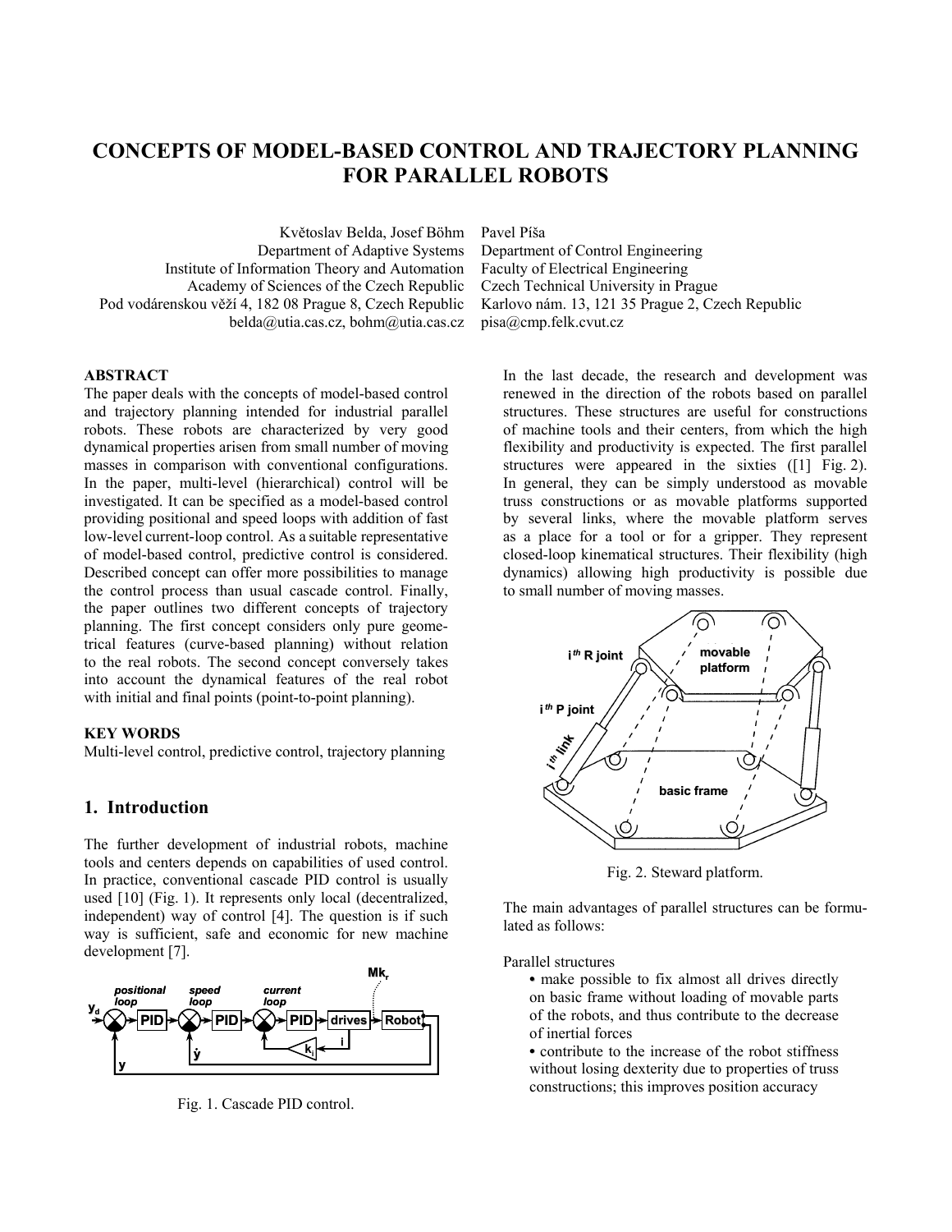# CONCEPTS OF MODEL-BASED CONTROL AND TRAJECTORY PLANNING FOR PARALLEL ROBOTS

Květoslav Belda, Josef Böhm
Department of Adaptive Systems
Institute of Information Theory and Automation
Academy of Sciences of the Czech Republic
Pod vodárenskou věží 4, 182 08 Prague 8, Czech Republic
belda@utia.cas.cz, bohm@utia.cas.cz

Pavel Píša
Department of Control Engineering
Faculty of Electrical Engineering
Czech Technical University in Prague
Karlovo nám. 13, 121 35 Prague 2, Czech Republic
pisa@cmp.felk.cvut.cz

**ABSTRACT**

The paper deals with the concepts of model-based control and trajectory planning intended for industrial parallel robots. These robots are characterized by very good dynamical properties arisen from small number of moving masses in comparison with conventional configurations. In the paper, multi-level (hierarchical) control will be investigated. It can be specified as a model-based control providing positional and speed loops with addition of fast low-level current-loop control. As a suitable representative of model-based control, predictive control is considered. Described concept can offer more possibilities to manage the control process than usual cascade control. Finally, the paper outlines two different concepts of trajectory planning. The first concept considers only pure geometrical features (curve-based planning) without relation to the real robots. The second concept conversely takes into account the dynamical features of the real robot with initial and final points (point-to-point planning).

**KEY WORDS**

Multi-level control, predictive control, trajectory planning

## 1. Introduction

The further development of industrial robots, machine tools and centers depends on capabilities of used control. In practice, conventional cascade PID control is usually used [10] (Fig. 1). It represents only local (decentralized, independent) way of control [4]. The question is if such way is sufficient, safe and economic for new machine development [7].

Fig. 1. Cascade PID control.

In the last decade, the research and development was renewed in the direction of the robots based on parallel structures. These structures are useful for constructions of machine tools and their centers, from which the high flexibility and productivity is expected. The first parallel structures were appeared in the sixties ([1] Fig. 2). In general, they can be simply understood as movable truss constructions or as movable platforms supported by several links, where the movable platform serves as a place for a tool or for a gripper. They represent closed-loop kinematical structures. Their flexibility (high dynamics) allowing high productivity is possible due to small number of moving masses.

Fig. 2. Steward platform.

The main advantages of parallel structures can be formulated as follows:

Parallel structures

- make possible to fix almost all drives directly on basic frame without loading of movable parts of the robots, and thus contribute to the decrease of inertial forces
- contribute to the increase of the robot stiffness without losing dexterity due to properties of truss constructions; this improves position accuracy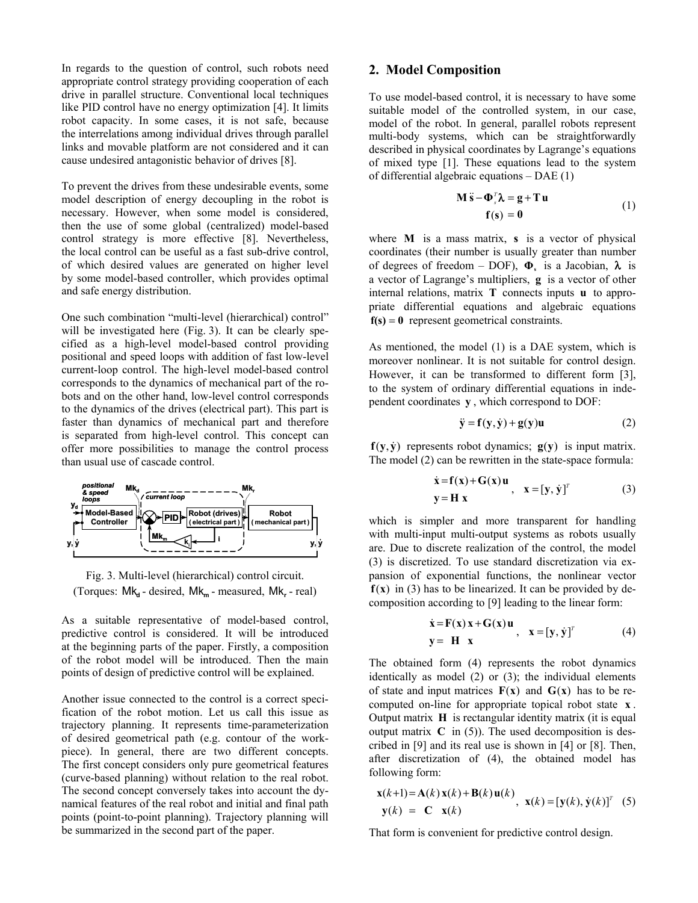In regards to the question of control, such robots need appropriate control strategy providing cooperation of each drive in parallel structure. Conventional local techniques like PID control have no energy optimization [4]. It limits robot capacity. In some cases, it is not safe, because the interrelations among individual drives through parallel links and movable platform are not considered and it can cause undesired antagonistic behavior of drives [8].

To prevent the drives from these undesirable events, some model description of energy decoupling in the robot is necessary. However, when some model is considered, then the use of some global (centralized) model-based control strategy is more effective [8]. Nevertheless, the local control can be useful as a fast sub-drive control, of which desired values are generated on higher level by some model-based controller, which provides optimal and safe energy distribution.

One such combination "multi-level (hierarchical) control" will be investigated here (Fig. 3). It can be clearly specified as a high-level model-based control providing positional and speed loops with addition of fast low-level current-loop control. The high-level model-based control corresponds to the dynamics of mechanical part of the robots and on the other hand, low-level control corresponds to the dynamics of the drives (electrical part). This part is faster than dynamics of mechanical part and therefore is separated from high-level control. This concept can offer more possibilities to manage the control process than usual use of cascade control.

Fig. 3. Multi-level (hierarchical) control circuit. (Torques: $Mk_d$ - desired, $Mk_m$ - measured, $Mk_r$ - real)

As a suitable representative of model-based control, predictive control is considered. It will be introduced at the beginning parts of the paper. Firstly, a composition of the robot model will be introduced. Then the main points of design of predictive control will be explained.

Another issue connected to the control is a correct specification of the robot motion. Let us call this issue as trajectory planning. It represents time-parameterization of desired geometrical path (e.g. contour of the workpiece). In general, there are two different concepts. The first concept considers only pure geometrical features (curve-based planning) without relation to the real robot. The second concept conversely takes into account the dynamical features of the real robot and initial and final path points (point-to-point planning). Trajectory planning will be summarized in the second part of the paper.

## 2. Model Composition

To use model-based control, it is necessary to have some suitable model of the controlled system, in our case, model of the robot. In general, parallel robots represent multi-body systems, which can be straightforwardly described in physical coordinates by Lagrange's equations of mixed type [1]. These equations lead to the system of differential algebraic equations – DAE (1)

$$\begin{aligned} \mathbf{M}\,\ddot{\mathbf{s}} - \mathbf{\Phi}_s^T \boldsymbol{\lambda} &= \mathbf{g} + \mathbf{T}\,\mathbf{u} \\ \mathbf{f}(\mathbf{s}) &= \mathbf{0} \end{aligned} \tag{1}$$

where $\mathbf{M}$ is a mass matrix, $\mathbf{s}$ is a vector of physical coordinates (their number is usually greater than number of degrees of freedom – DOF), $\mathbf{\Phi}_s$ is a Jacobian, $\boldsymbol{\lambda}$ is a vector of Lagrange's multipliers, $\mathbf{g}$ is a vector of other internal relations, matrix $\mathbf{T}$ connects inputs $\mathbf{u}$ to appropriate differential equations and algebraic equations $\mathbf{f(s)} = \mathbf{0}$ represent geometrical constraints.

As mentioned, the model (1) is a DAE system, which is moreover nonlinear. It is not suitable for control design. However, it can be transformed to different form [3], to the system of ordinary differential equations in independent coordinates $\mathbf{y}$, which correspond to DOF:

$$\ddot{\mathbf{y}} = \mathbf{f}(\mathbf{y}, \dot{\mathbf{y}}) + \mathbf{g}(\mathbf{y})\mathbf{u} \tag{2}$$

$\mathbf{f}(\mathbf{y}, \dot{\mathbf{y}})$ represents robot dynamics; $\mathbf{g}(\mathbf{y})$ is input matrix. The model (2) can be rewritten in the state-space formula:

$$\begin{aligned} \dot{\mathbf{x}} &= \mathbf{f}(\mathbf{x}) + \mathbf{G}(\mathbf{x})\,\mathbf{u} \\ \mathbf{y} &= \mathbf{H}\,\mathbf{x} \end{aligned}, \quad \mathbf{x} = [\mathbf{y}, \dot{\mathbf{y}}]^T \tag{3}$$

which is simpler and more transparent for handling with multi-input multi-output systems as robots usually are. Due to discrete realization of the control, the model (3) is discretized. To use standard discretization via expansion of exponential functions, the nonlinear vector $\mathbf{f}(\mathbf{x})$ in (3) has to be linearized. It can be provided by decomposition according to [9] leading to the linear form:

$$\begin{aligned} \dot{\mathbf{x}} &= \mathbf{F}(\mathbf{x})\,\mathbf{x} + \mathbf{G}(\mathbf{x})\,\mathbf{u} \\ \mathbf{y} &= \mathbf{H}\,\mathbf{x} \end{aligned}, \quad \mathbf{x} = [\mathbf{y}, \dot{\mathbf{y}}]^T \tag{4}$$

The obtained form (4) represents the robot dynamics identically as model (2) or (3); the individual elements of state and input matrices $\mathbf{F}(\mathbf{x})$ and $\mathbf{G}(\mathbf{x})$ has to be recomputed on-line for appropriate topical robot state $\mathbf{x}$. Output matrix $\mathbf{H}$ is rectangular identity matrix (it is equal output matrix $\mathbf{C}$ in (5)). The used decomposition is described in [9] and its real use is shown in [4] or [8]. Then, after discretization of (4), the obtained model has following form:

$$\begin{aligned} \mathbf{x}(k+1) &= \mathbf{A}(k)\,\mathbf{x}(k) + \mathbf{B}(k)\,\mathbf{u}(k) \\ \mathbf{y}(k) &= \mathbf{C}\,\mathbf{x}(k) \end{aligned}, \quad \mathbf{x}(k) = [\mathbf{y}(k), \dot{\mathbf{y}}(k)]^T \tag{5}$$

That form is convenient for predictive control design.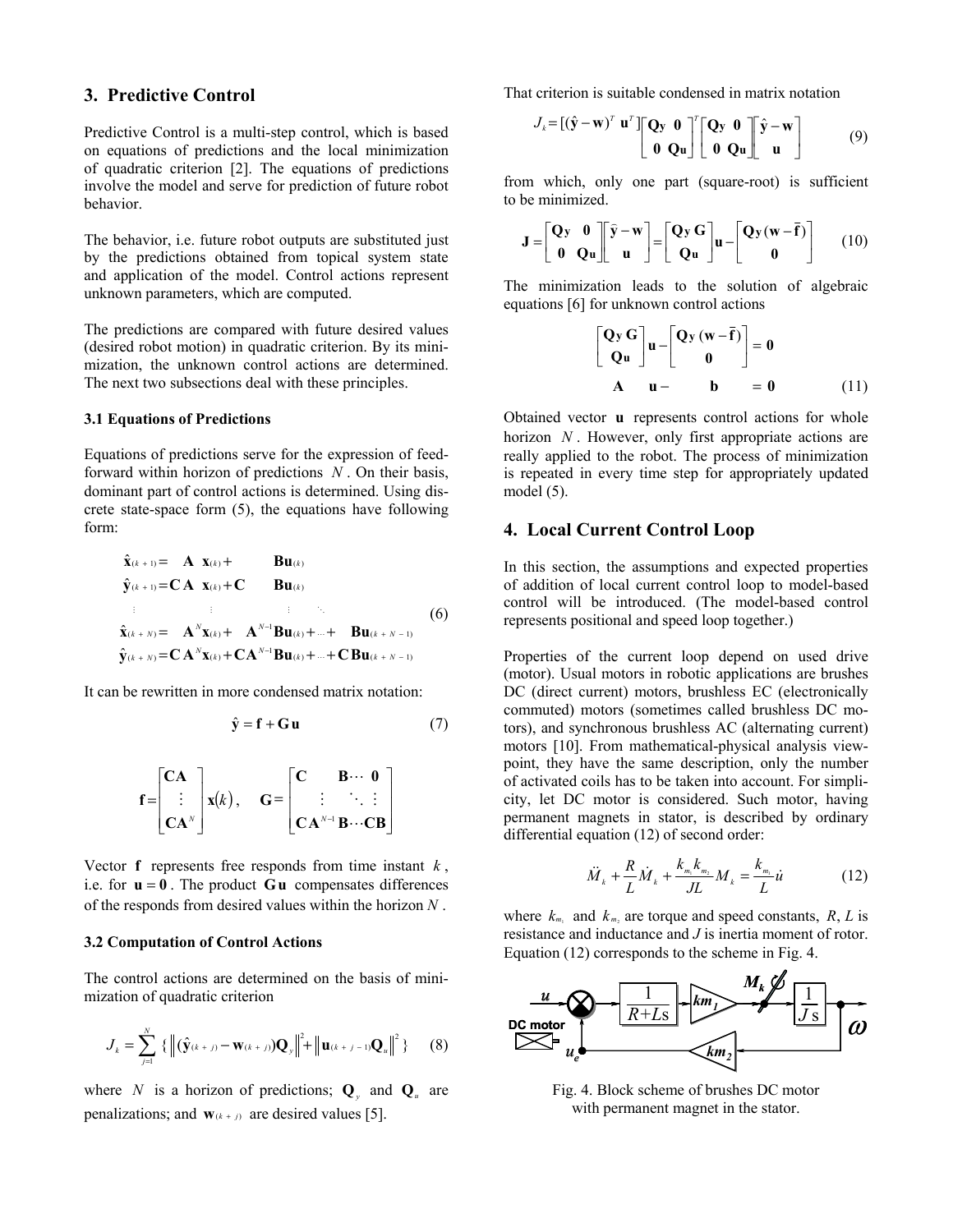## 3. Predictive Control

Predictive Control is a multi-step control, which is based on equations of predictions and the local minimization of quadratic criterion [2]. The equations of predictions involve the model and serve for prediction of future robot behavior.

The behavior, i.e. future robot outputs are substituted just by the predictions obtained from topical system state and application of the model. Control actions represent unknown parameters, which are computed.

The predictions are compared with future desired values (desired robot motion) in quadratic criterion. By its minimization, the unknown control actions are determined. The next two subsections deal with these principles.

### 3.1 Equations of Predictions

Equations of predictions serve for the expression of feedforward within horizon of predictions $N$. On their basis, dominant part of control actions is determined. Using discrete state-space form (5), the equations have following form:

$$
\begin{aligned}
\hat{\mathbf{x}}_{(k+1)} &= \mathbf{A}\,\mathbf{x}_{(k)} + \mathbf{B}\mathbf{u}_{(k)} \\
\hat{\mathbf{y}}_{(k+1)} &= \mathbf{C}\mathbf{A}\,\mathbf{x}_{(k)} + \mathbf{C}\mathbf{B}\mathbf{u}_{(k)} \\
&\vdots \\
\hat{\mathbf{x}}_{(k+N)} &= \mathbf{A}^N\mathbf{x}_{(k)} + \mathbf{A}^{N-1}\mathbf{B}\mathbf{u}_{(k)} + \dots + \mathbf{B}\mathbf{u}_{(k+N-1)} \\
\hat{\mathbf{y}}_{(k+N)} &= \mathbf{C}\mathbf{A}^N\mathbf{x}_{(k)} + \mathbf{C}\mathbf{A}^{N-1}\mathbf{B}\mathbf{u}_{(k)} + \dots + \mathbf{C}\mathbf{B}\mathbf{u}_{(k+N-1)}
\end{aligned}
\tag{6}
$$

It can be rewritten in more condensed matrix notation:

$$
\hat{\mathbf{y}} = \mathbf{f} + \mathbf{G}\,\mathbf{u} \tag{7}
$$

$$
\mathbf{f} = \begin{bmatrix} \mathbf{CA} \\ \vdots \\ \mathbf{CA}^N \end{bmatrix} \mathbf{x}(k), \quad
\mathbf{G} = \begin{bmatrix} \mathbf{C} & \mathbf{B} \cdots & \mathbf{0} \\ \vdots & \ddots & \vdots \\ \mathbf{C}\mathbf{A}^{N-1} & \mathbf{B} \cdots & \mathbf{CB} \end{bmatrix}
$$

Vector $\mathbf{f}$ represents free responds from time instant $k$, i.e. for $\mathbf{u} = \mathbf{0}$. The product $\mathbf{G}\,\mathbf{u}$ compensates differences of the responds from desired values within the horizon $N$.

### 3.2 Computation of Control Actions

The control actions are determined on the basis of minimization of quadratic criterion

$$
J_k = \sum_{j=1}^{N} \left\{ \left\| (\hat{\mathbf{y}}_{(k+j)} - \mathbf{w}_{(k+j)}) \mathbf{Q}_y \right\|^2 + \left\| \mathbf{u}_{(k+j-1)} \mathbf{Q}_u \right\|^2 \right\} \tag{8}
$$

where $N$ is a horizon of predictions; $\mathbf{Q}_y$ and $\mathbf{Q}_u$ are penalizations; and $\mathbf{w}_{(k+j)}$ are desired values [5].

That criterion is suitable condensed in matrix notation

$$
J_k = [(\hat{\mathbf{y}} - \mathbf{w})^T \; \mathbf{u}^T] \begin{bmatrix} \mathbf{Q_y} & \mathbf{0} \\ \mathbf{0} & \mathbf{Q_u} \end{bmatrix}^T \begin{bmatrix} \mathbf{Q_y} & \mathbf{0} \\ \mathbf{0} & \mathbf{Q_u} \end{bmatrix} \begin{bmatrix} \hat{\mathbf{y}} - \mathbf{w} \\ \mathbf{u} \end{bmatrix} \tag{9}
$$

from which, only one part (square-root) is sufficient to be minimized.

$$
\mathbf{J} = \begin{bmatrix} \mathbf{Q_y} & \mathbf{0} \\ \mathbf{0} & \mathbf{Q_u} \end{bmatrix} \begin{bmatrix} \hat{\mathbf{y}} - \mathbf{w} \\ \mathbf{u} \end{bmatrix} = \begin{bmatrix} \mathbf{Q_y}\,\mathbf{G} \\ \mathbf{Q_u} \end{bmatrix} \mathbf{u} - \begin{bmatrix} \mathbf{Q_y}\,(\mathbf{w} - \bar{\mathbf{f}}) \\ \mathbf{0} \end{bmatrix} \tag{10}
$$

The minimization leads to the solution of algebraic equations [6] for unknown control actions

$$
\begin{aligned}
\begin{bmatrix} \mathbf{Q_y}\,\mathbf{G} \\ \mathbf{Q_u} \end{bmatrix} \mathbf{u} - \begin{bmatrix} \mathbf{Q_y}\,(\mathbf{w} - \bar{\mathbf{f}}) \\ \mathbf{0} \end{bmatrix} &= \mathbf{0} \\
\mathbf{A} \quad \mathbf{u} - \quad \mathbf{b} \quad &= \mathbf{0}
\end{aligned}
\tag{11}
$$

Obtained vector $\mathbf{u}$ represents control actions for whole horizon $N$. However, only first appropriate actions are really applied to the robot. The process of minimization is repeated in every time step for appropriately updated model (5).

## 4. Local Current Control Loop

In this section, the assumptions and expected properties of addition of local current control loop to model-based control will be introduced. (The model-based control represents positional and speed loop together.)

Properties of the current loop depend on used drive (motor). Usual motors in robotic applications are brushes DC (direct current) motors, brushless EC (electronically commuted) motors (sometimes called brushless DC motors), and synchronous brushless AC (alternating current) motors [10]. From mathematical-physical analysis viewpoint, they have the same description, only the number of activated coils has to be taken into account. For simplicity, let DC motor is considered. Such motor, having permanent magnets in stator, is described by ordinary differential equation (12) of second order:

$$
\ddot{M}_k + \frac{R}{L}\dot{M}_k + \frac{k_{m_1} k_{m_2}}{JL} M_k = \frac{k_{m_1}}{L}\dot{u} \tag{12}
$$

where $k_{m_1}$ and $k_{m_2}$ are torque and speed constants, $R$, $L$ is resistance and inductance and $J$ is inertia moment of rotor. Equation (12) corresponds to the scheme in Fig. 4.

Fig. 4. Block scheme of brushes DC motor with permanent magnet in the stator.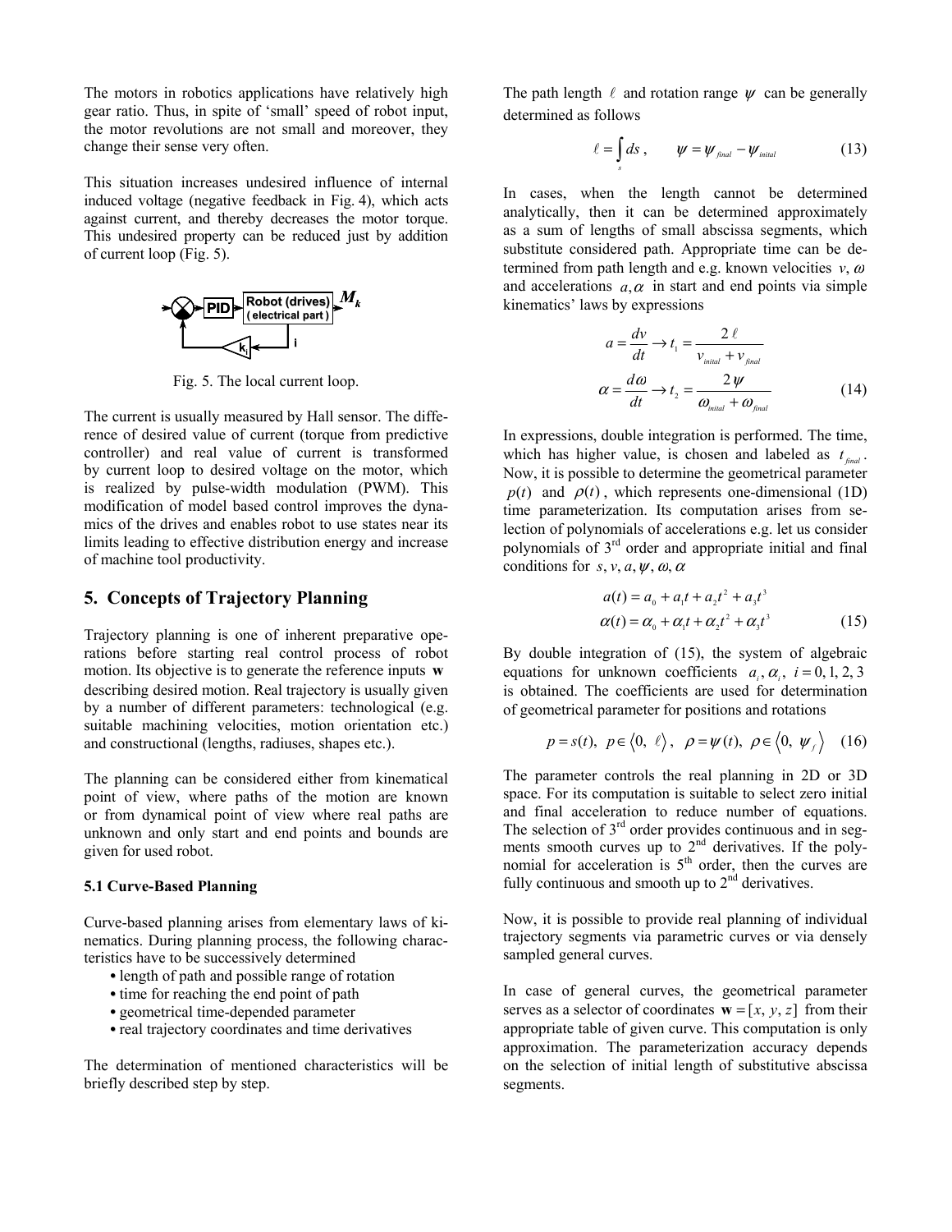The motors in robotics applications have relatively high gear ratio. Thus, in spite of 'small' speed of robot input, the motor revolutions are not small and moreover, they change their sense very often.

This situation increases undesired influence of internal induced voltage (negative feedback in Fig. 4), which acts against current, and thereby decreases the motor torque. This undesired property can be reduced just by addition of current loop (Fig. 5).

Fig. 5. The local current loop.

The current is usually measured by Hall sensor. The difference of desired value of current (torque from predictive controller) and real value of current is transformed by current loop to desired voltage on the motor, which is realized by pulse-width modulation (PWM). This modification of model based control improves the dynamics of the drives and enables robot to use states near its limits leading to effective distribution energy and increase of machine tool productivity.

## 5. Concepts of Trajectory Planning

Trajectory planning is one of inherent preparative operations before starting real control process of robot motion. Its objective is to generate the reference inputs $\mathbf{w}$ describing desired motion. Real trajectory is usually given by a number of different parameters: technological (e.g. suitable machining velocities, motion orientation etc.) and constructional (lengths, radiuses, shapes etc.).

The planning can be considered either from kinematical point of view, where paths of the motion are known or from dynamical point of view where real paths are unknown and only start and end points and bounds are given for used robot.

### 5.1 Curve-Based Planning

Curve-based planning arises from elementary laws of kinematics. During planning process, the following characteristics have to be successively determined

- length of path and possible range of rotation
- time for reaching the end point of path
- geometrical time-depended parameter
- real trajectory coordinates and time derivatives

The determination of mentioned characteristics will be briefly described step by step.

The path length $\ell$ and rotation range $\psi$ can be generally determined as follows

$$\ell = \int_s ds\,, \qquad \psi = \psi_{final} - \psi_{initial} \tag{13}$$

In cases, when the length cannot be determined analytically, then it can be determined approximately as a sum of lengths of small abscissa segments, which substitute considered path. Appropriate time can be determined from path length and e.g. known velocities $v, \omega$ and accelerations $a, \alpha$ in start and end points via simple kinematics' laws by expressions

$$a = \frac{dv}{dt} \rightarrow t_1 = \frac{2\,\ell}{v_{initial} + v_{final}}$$

$$\alpha = \frac{d\omega}{dt} \rightarrow t_2 = \frac{2\,\psi}{\omega_{initial} + \omega_{final}} \tag{14}$$

In expressions, double integration is performed. The time, which has higher value, is chosen and labeled as $t_{final}$. Now, it is possible to determine the geometrical parameter $p(t)$ and $\rho(t)$, which represents one-dimensional (1D) time parameterization. Its computation arises from selection of polynomials of accelerations e.g. let us consider polynomials of 3rd order and appropriate initial and final conditions for $s, v, a, \psi, \omega, \alpha$

$$a(t) = a_0 + a_1 t + a_2 t^2 + a_3 t^3$$

$$\alpha(t) = \alpha_0 + \alpha_1 t + \alpha_2 t^2 + \alpha_3 t^3 \tag{15}$$

By double integration of (15), the system of algebraic equations for unknown coefficients $a_i, \alpha_i,\ i = 0, 1, 2, 3$ is obtained. The coefficients are used for determination of geometrical parameter for positions and rotations

$$p = s(t),\ p \in \langle 0,\ \ell \rangle\,, \quad \rho = \psi(t),\ \rho \in \langle 0,\ \psi_f \rangle \tag{16}$$

The parameter controls the real planning in 2D or 3D space. For its computation is suitable to select zero initial and final acceleration to reduce number of equations. The selection of 3rd order provides continuous and in segments smooth curves up to 2nd derivatives. If the polynomial for acceleration is 5th order, then the curves are fully continuous and smooth up to 2nd derivatives.

Now, it is possible to provide real planning of individual trajectory segments via parametric curves or via densely sampled general curves.

In case of general curves, the geometrical parameter serves as a selector of coordinates $\mathbf{w} = [x, y, z]$ from their appropriate table of given curve. This computation is only approximation. The parameterization accuracy depends on the selection of initial length of substitutive abscissa segments.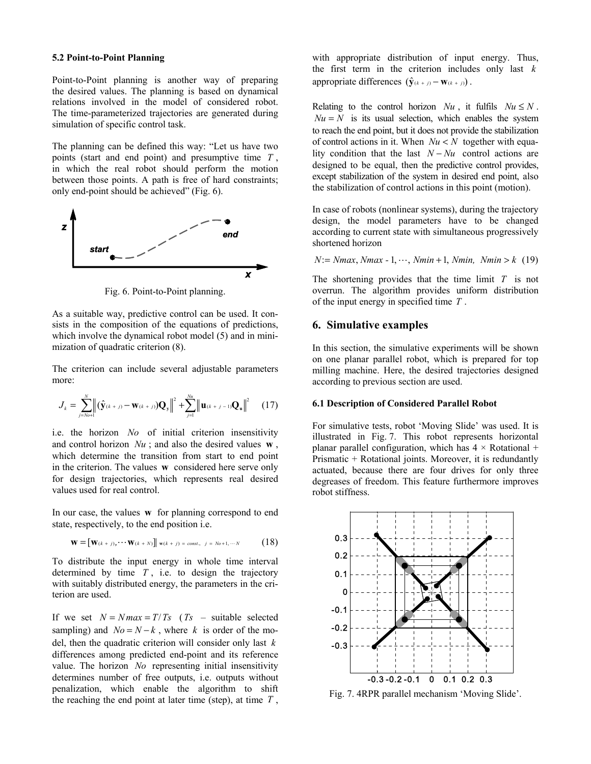### 5.2 Point-to-Point Planning

Point-to-Point planning is another way of preparing the desired values. The planning is based on dynamical relations involved in the model of considered robot. The time-parameterized trajectories are generated during simulation of specific control task.

The planning can be defined this way: "Let us have two points (start and end point) and presumptive time $T$, in which the real robot should perform the motion between those points. A path is free of hard constraints; only end-point should be achieved" (Fig. 6).

Fig. 6. Point-to-Point planning.

As a suitable way, predictive control can be used. It consists in the composition of the equations of predictions, which involve the dynamical robot model (5) and in minimization of quadratic criterion (8).

The criterion can include several adjustable parameters more:

$$J_k = \sum_{j=No+1}^{N} \left\| (\hat{\mathbf{y}}_{(k+j)} - \mathbf{w}_{(k+j)}) \mathbf{Q}_\mathbf{y} \right\|^2 + \sum_{j=1}^{Nu} \left\| \mathbf{u}_{(k+j-1)} \mathbf{Q}_\mathbf{u} \right\|^2 \qquad (17)$$

i.e. the horizon $No$ of initial criterion insensitivity and control horizon $Nu$; and also the desired values $\mathbf{w}$, which determine the transition from start to end point in the criterion. The values $\mathbf{w}$ considered here serve only for design trajectories, which represents real desired values used for real control.

In our case, the values $\mathbf{w}$ for planning correspond to end state, respectively, to the end position i.e.

$$\mathbf{w} = \left[ \mathbf{w}_{(k+j)}, \cdots \mathbf{w}_{(k+N)} \right] \Big|_{\mathbf{w}(k+j) = const.,\ j = No+1, \cdots N} \qquad (18)$$

To distribute the input energy in whole time interval determined by time $T$, i.e. to design the trajectory with suitably distributed energy, the parameters in the criterion are used.

If we set $N = Nmax = T/Ts$ ($Ts$ – suitable selected sampling) and $No = N - k$, where $k$ is order of the model, then the quadratic criterion will consider only last $k$ differences among predicted end-point and its reference value. The horizon $No$ representing initial insensitivity determines number of free outputs, i.e. outputs without penalization, which enable the algorithm to shift the reaching the end point at later time (step), at time $T$, with appropriate distribution of input energy. Thus, the first term in the criterion includes only last $k$ appropriate differences $(\hat{\mathbf{y}}_{(k+j)} - \mathbf{w}_{(k+j)})$.

Relating to the control horizon $Nu$, it fulfils $Nu \le N$. $Nu = N$ is its usual selection, which enables the system to reach the end point, but it does not provide the stabilization of control actions in it. When $Nu < N$ together with equality condition that the last $N - Nu$ control actions are designed to be equal, then the predictive control provides, except stabilization of the system in desired end point, also the stabilization of control actions in this point (motion).

In case of robots (nonlinear systems), during the trajectory design, the model parameters have to be changed according to current state with simultaneous progressively shortened horizon

$$N := Nmax, Nmax - 1, \cdots, Nmin + 1, Nmin, \ Nmin > k \qquad (19)$$

The shortening provides that the time limit $T$ is not overrun. The algorithm provides uniform distribution of the input energy in specified time $T$.

## 6. Simulative examples

In this section, the simulative experiments will be shown on one planar parallel robot, which is prepared for top milling machine. Here, the desired trajectories designed according to previous section are used.

### 6.1 Description of Considered Parallel Robot

For simulative tests, robot 'Moving Slide' was used. It is illustrated in Fig. 7. This robot represents horizontal planar parallel configuration, which has 4 × Rotational + Prismatic + Rotational joints. Moreover, it is redundantly actuated, because there are four drives for only three degreases of freedom. This feature furthermore improves robot stiffness.

Fig. 7. 4RPR parallel mechanism 'Moving Slide'.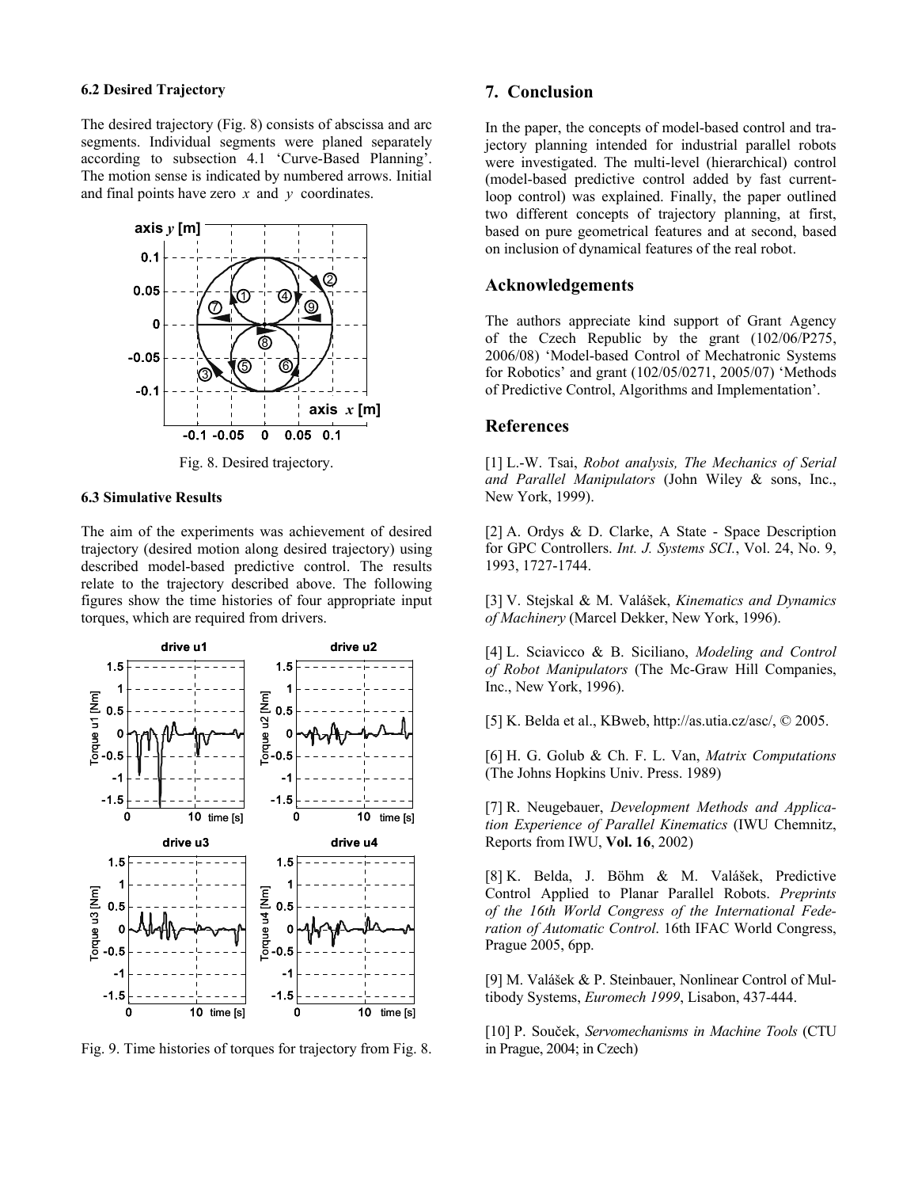### 6.2 Desired Trajectory

The desired trajectory (Fig. 8) consists of abscissa and arc segments. Individual segments were planed separately according to subsection 4.1 'Curve-Based Planning'. The motion sense is indicated by numbered arrows. Initial and final points have zero $x$ and $y$ coordinates.

axis $y$ [m]

0.1

0.05

0

-0.05

-0.1

axis $x$ [m]

-0.1 -0.05 0 0.05 0.1

1 2 3 4 5 6 7 8 9

Fig. 8. Desired trajectory.

### 6.3 Simulative Results

The aim of the experiments was achievement of desired trajectory (desired motion along desired trajectory) using described model-based predictive control. The results relate to the trajectory described above. The following figures show the time histories of four appropriate input torques, which are required from drivers.

drive u1

Torque u1 [Nm]

drive u2

Torque u2 [Nm]

drive u3

Torque u3 [Nm]

drive u4

Torque u4 [Nm]

1.5

1

0.5

0

-0.5

-1

-1.5

0 10 time [s]

Fig. 9. Time histories of torques for trajectory from Fig. 8.

## 7. Conclusion

In the paper, the concepts of model-based control and trajectory planning intended for industrial parallel robots were investigated. The multi-level (hierarchical) control (model-based predictive control added by fast current-loop control) was explained. Finally, the paper outlined two different concepts of trajectory planning, at first, based on pure geometrical features and at second, based on inclusion of dynamical features of the real robot.

## Acknowledgements

The authors appreciate kind support of Grant Agency of the Czech Republic by the grant (102/06/P275, 2006/08) 'Model-based Control of Mechatronic Systems for Robotics' and grant (102/05/0271, 2005/07) 'Methods of Predictive Control, Algorithms and Implementation'.

## References

[1] L.-W. Tsai, *Robot analysis, The Mechanics of Serial and Parallel Manipulators* (John Wiley & sons, Inc., New York, 1999).

[2] A. Ordys & D. Clarke, A State - Space Description for GPC Controllers. *Int. J. Systems SCI.*, Vol. 24, No. 9, 1993, 1727-1744.

[3] V. Stejskal & M. Valášek, *Kinematics and Dynamics of Machinery* (Marcel Dekker, New York, 1996).

[4] L. Sciavicco & B. Siciliano, *Modeling and Control of Robot Manipulators* (The Mc-Graw Hill Companies, Inc., New York, 1996).

[5] K. Belda et al., KBweb, http://as.utia.cz/asc/, © 2005.

[6] H. G. Golub & Ch. F. L. Van, *Matrix Computations* (The Johns Hopkins Univ. Press. 1989)

[7] R. Neugebauer, *Development Methods and Application Experience of Parallel Kinematics* (IWU Chemnitz, Reports from IWU, **Vol. 16**, 2002)

[8] K. Belda, J. Böhm & M. Valášek, Predictive Control Applied to Planar Parallel Robots. *Preprints of the 16th World Congress of the International Federation of Automatic Control*. 16th IFAC World Congress, Prague 2005, 6pp.

[9] M. Valášek & P. Steinbauer, Nonlinear Control of Multibody Systems, *Euromech 1999*, Lisabon, 437-444.

[10] P. Souček, *Servomechanisms in Machine Tools* (CTU in Prague, 2004; in Czech)